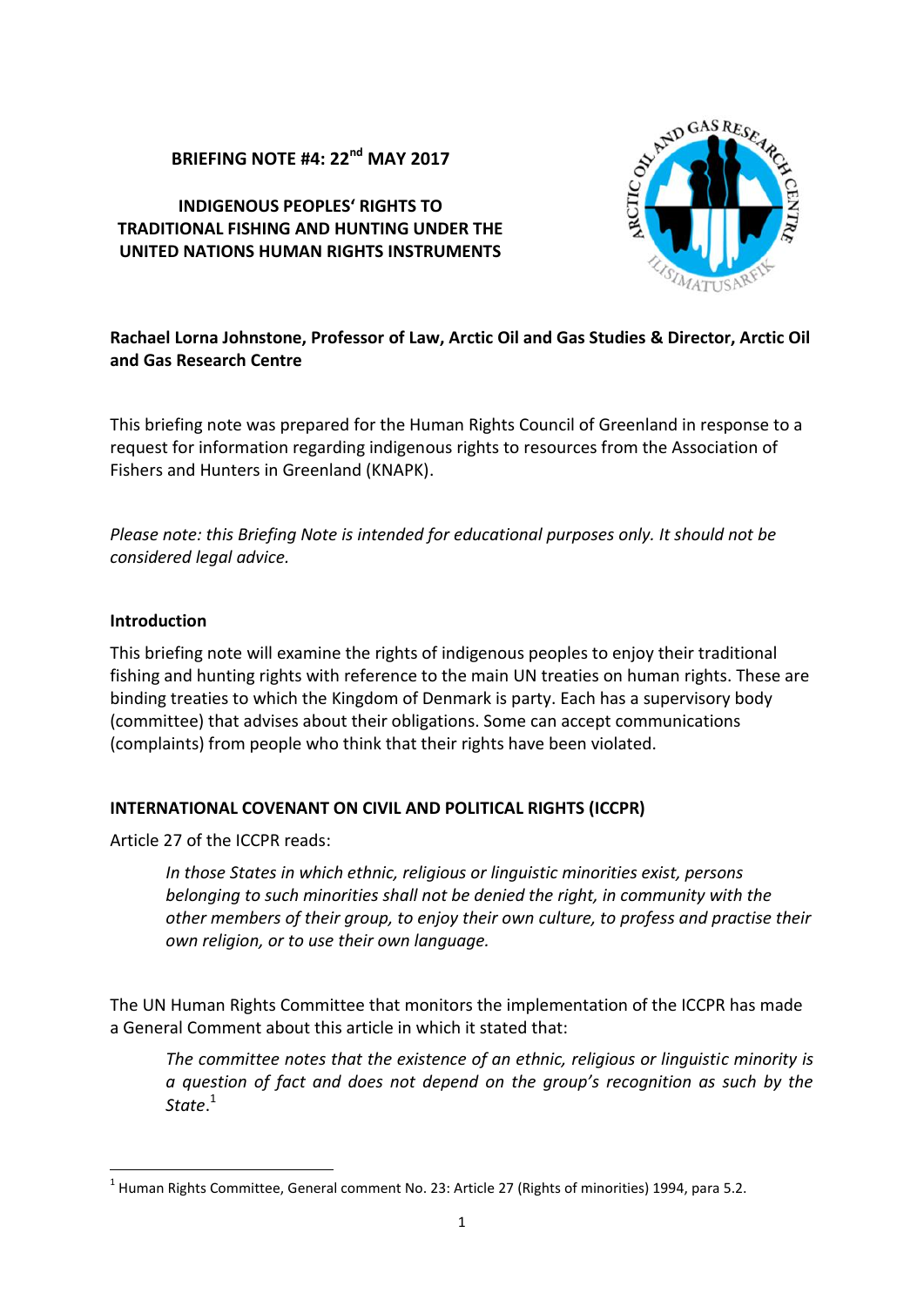**BRIEFING NOTE #4: 22nd MAY 2017**

# INDIGENOUS PEOPLES' RIGHTS TO TRADITIONAL FISHING AND HUNTING UNDER THE UNITED NATIONS HUMAN RIGHTS INSTRUMENTS

**Rachael Lorna Johnstone, Professor of Law, Arctic Oil and Gas Studies & Director, Arctic Oil and Gas Research Centre**

This briefing note was prepared for the Human Rights Council of Greenland in response to a request for information regarding indigenous rights to resources from the Association of Fishers and Hunters in Greenland (KNAPK).

*Please note: this Briefing Note is intended for educational purposes only. It should not be considered legal advice.*

## Introduction

This briefing note will examine the rights of indigenous peoples to enjoy their traditional fishing and hunting rights with reference to the main UN treaties on human rights. These are binding treaties to which the Kingdom of Denmark is party. Each has a supervisory body (committee) that advises about their obligations. Some can accept communications (complaints) from people who think that their rights have been violated.

## INTERNATIONAL COVENANT ON CIVIL AND POLITICAL RIGHTS (ICCPR)

Article 27 of the ICCPR reads:

> *In those States in which ethnic, religious or linguistic minorities exist, persons belonging to such minorities shall not be denied the right, in community with the other members of their group, to enjoy their own culture, to profess and practise their own religion, or to use their own language.*

The UN Human Rights Committee that monitors the implementation of the ICCPR has made a General Comment about this article in which it stated that:

> *The committee notes that the existence of an ethnic, religious or linguistic minority is a question of fact and does not depend on the group's recognition as such by the State.*[1]

[1] Human Rights Committee, General comment No. 23: Article 27 (Rights of minorities) 1994, para 5.2.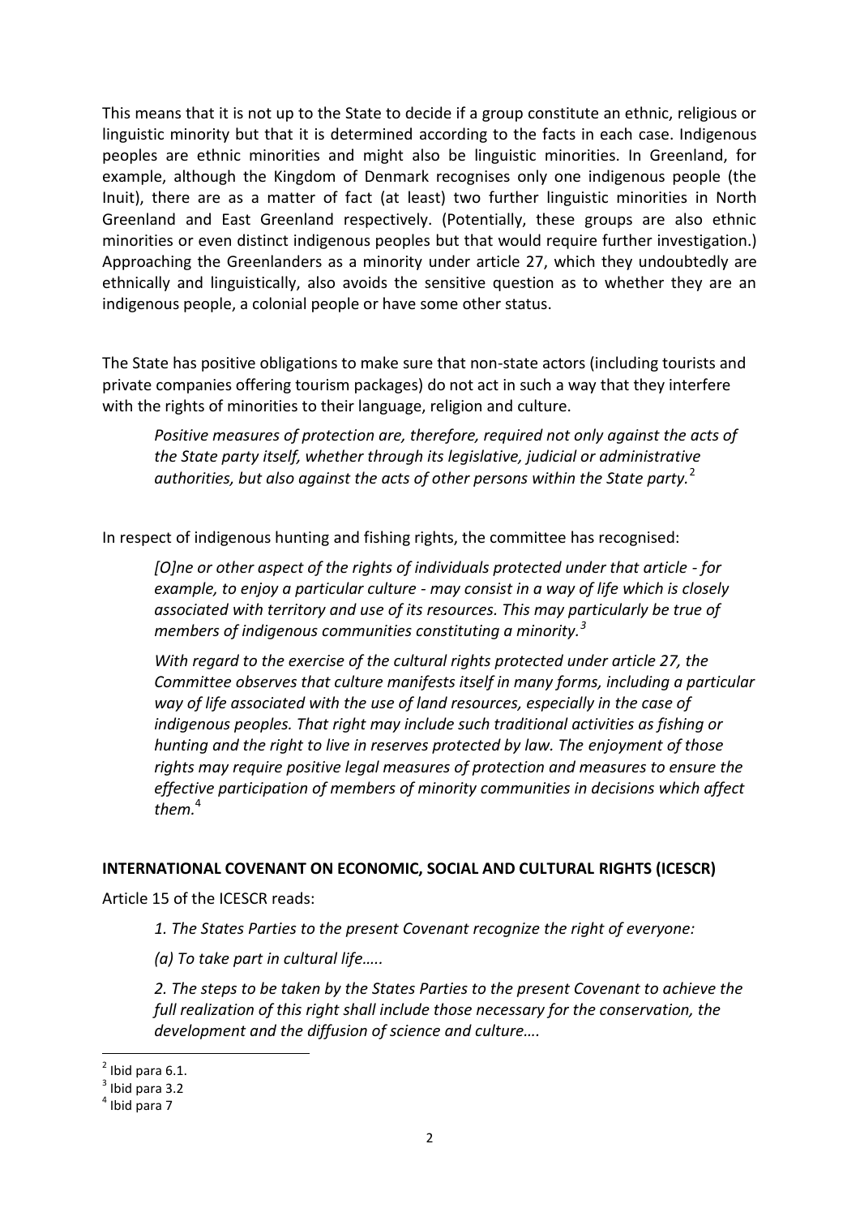This means that it is not up to the State to decide if a group constitute an ethnic, religious or linguistic minority but that it is determined according to the facts in each case. Indigenous peoples are ethnic minorities and might also be linguistic minorities. In Greenland, for example, although the Kingdom of Denmark recognises only one indigenous people (the Inuit), there are as a matter of fact (at least) two further linguistic minorities in North Greenland and East Greenland respectively. (Potentially, these groups are also ethnic minorities or even distinct indigenous peoples but that would require further investigation.) Approaching the Greenlanders as a minority under article 27, which they undoubtedly are ethnically and linguistically, also avoids the sensitive question as to whether they are an indigenous people, a colonial people or have some other status.

The State has positive obligations to make sure that non-state actors (including tourists and private companies offering tourism packages) do not act in such a way that they interfere with the rights of minorities to their language, religion and culture.

> *Positive measures of protection are, therefore, required not only against the acts of the State party itself, whether through its legislative, judicial or administrative authorities, but also against the acts of other persons within the State party.*[2]

In respect of indigenous hunting and fishing rights, the committee has recognised:

> *[O]ne or other aspect of the rights of individuals protected under that article - for example, to enjoy a particular culture - may consist in a way of life which is closely associated with territory and use of its resources. This may particularly be true of members of indigenous communities constituting a minority.*[3]
>
> *With regard to the exercise of the cultural rights protected under article 27, the Committee observes that culture manifests itself in many forms, including a particular way of life associated with the use of land resources, especially in the case of indigenous peoples. That right may include such traditional activities as fishing or hunting and the right to live in reserves protected by law. The enjoyment of those rights may require positive legal measures of protection and measures to ensure the effective participation of members of minority communities in decisions which affect them.*[4]

**INTERNATIONAL COVENANT ON ECONOMIC, SOCIAL AND CULTURAL RIGHTS (ICESCR)**

Article 15 of the ICESCR reads:

> *1. The States Parties to the present Covenant recognize the right of everyone:*
>
> *(a) To take part in cultural life…..*
>
> *2. The steps to be taken by the States Parties to the present Covenant to achieve the full realization of this right shall include those necessary for the conservation, the development and the diffusion of science and culture….*

---

[2] Ibid para 6.1.

[3] Ibid para 3.2

[4] Ibid para 7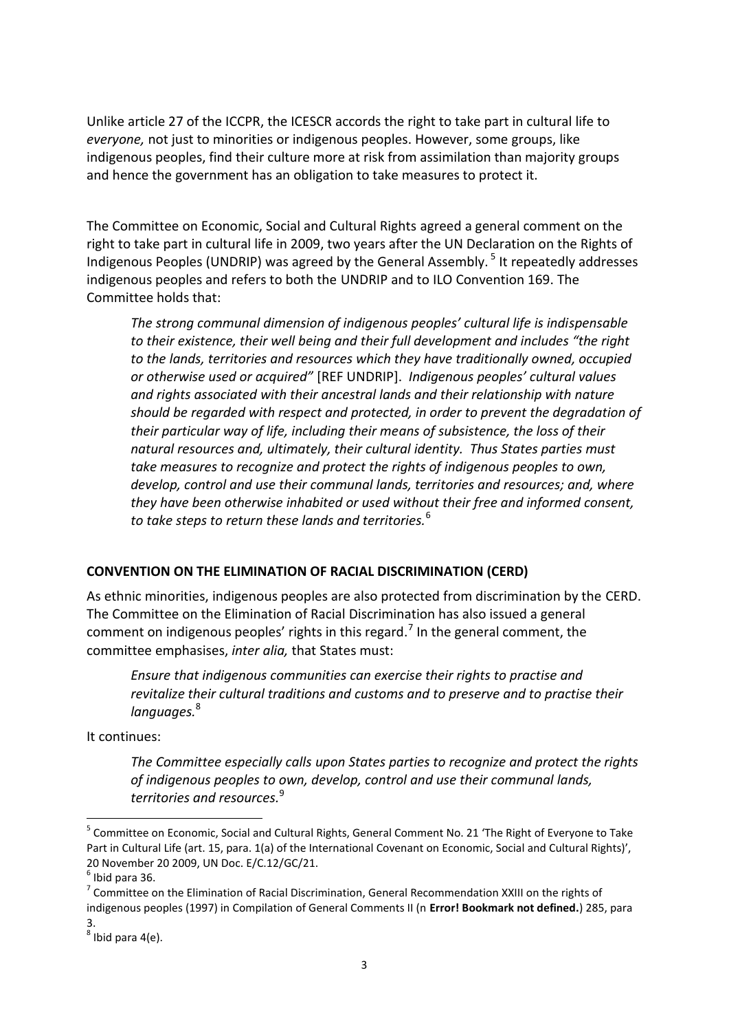Unlike article 27 of the ICCPR, the ICESCR accords the right to take part in cultural life to *everyone,* not just to minorities or indigenous peoples. However, some groups, like indigenous peoples, find their culture more at risk from assimilation than majority groups and hence the government has an obligation to take measures to protect it.

The Committee on Economic, Social and Cultural Rights agreed a general comment on the right to take part in cultural life in 2009, two years after the UN Declaration on the Rights of Indigenous Peoples (UNDRIP) was agreed by the General Assembly. [5] It repeatedly addresses indigenous peoples and refers to both the UNDRIP and to ILO Convention 169. The Committee holds that:

> *The strong communal dimension of indigenous peoples' cultural life is indispensable to their existence, their well being and their full development and includes "the right to the lands, territories and resources which they have traditionally owned, occupied or otherwise used or acquired"* [REF UNDRIP]. *Indigenous peoples' cultural values and rights associated with their ancestral lands and their relationship with nature should be regarded with respect and protected, in order to prevent the degradation of their particular way of life, including their means of subsistence, the loss of their natural resources and, ultimately, their cultural identity. Thus States parties must take measures to recognize and protect the rights of indigenous peoples to own, develop, control and use their communal lands, territories and resources; and, where they have been otherwise inhabited or used without their free and informed consent, to take steps to return these lands and territories.*[6]

**CONVENTION ON THE ELIMINATION OF RACIAL DISCRIMINATION (CERD)**

As ethnic minorities, indigenous peoples are also protected from discrimination by the CERD. The Committee on the Elimination of Racial Discrimination has also issued a general comment on indigenous peoples' rights in this regard.[7] In the general comment, the committee emphasises, *inter alia,* that States must:

> *Ensure that indigenous communities can exercise their rights to practise and revitalize their cultural traditions and customs and to preserve and to practise their languages.*[8]

It continues:

> *The Committee especially calls upon States parties to recognize and protect the rights of indigenous peoples to own, develop, control and use their communal lands, territories and resources.*[9]

---

[5] Committee on Economic, Social and Cultural Rights, General Comment No. 21 'The Right of Everyone to Take Part in Cultural Life (art. 15, para. 1(a) of the International Covenant on Economic, Social and Cultural Rights)', 20 November 20 2009, UN Doc. E/C.12/GC/21.

[6] Ibid para 36.

[7] Committee on the Elimination of Racial Discrimination, General Recommendation XXIII on the rights of indigenous peoples (1997) in Compilation of General Comments II (n **Error! Bookmark not defined.**) 285, para 3.

[8] Ibid para 4(e).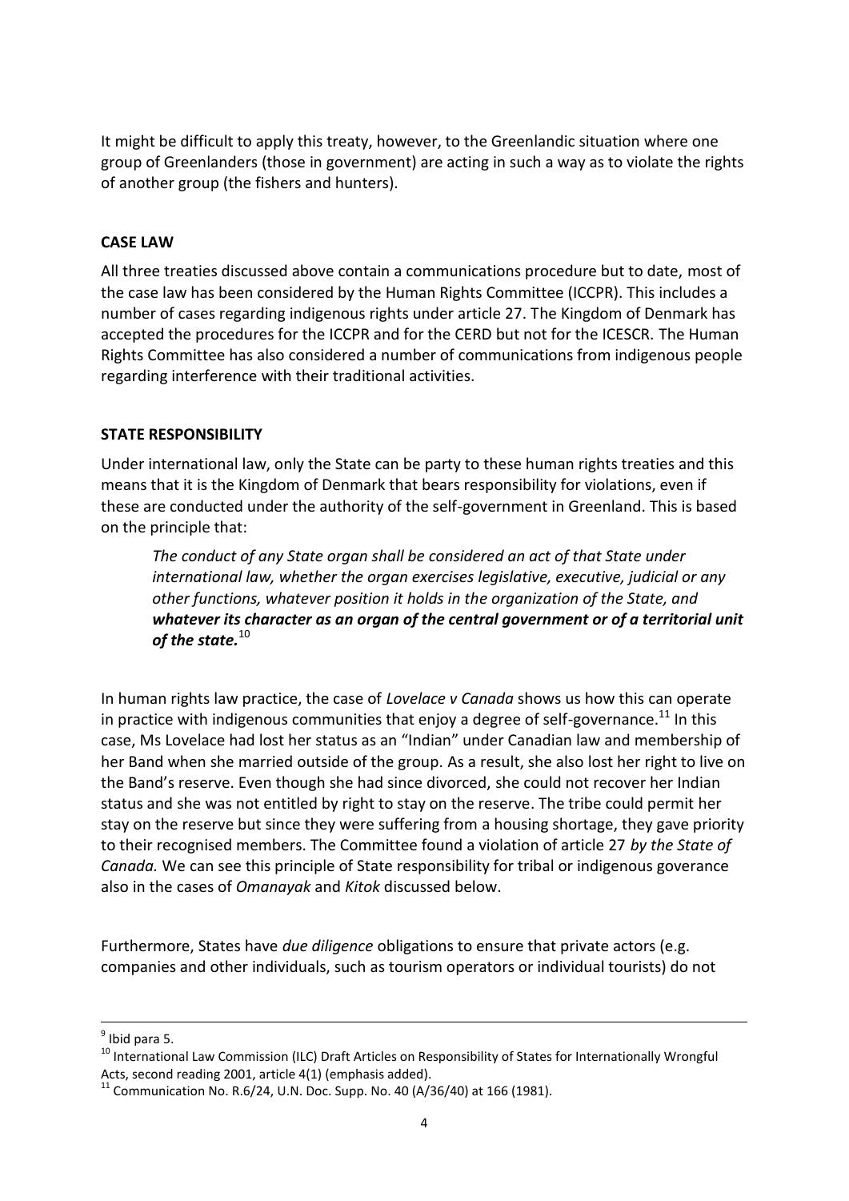It might be difficult to apply this treaty, however, to the Greenlandic situation where one group of Greenlanders (those in government) are acting in such a way as to violate the rights of another group (the fishers and hunters).

## CASE LAW

All three treaties discussed above contain a communications procedure but to date, most of the case law has been considered by the Human Rights Committee (ICCPR). This includes a number of cases regarding indigenous rights under article 27. The Kingdom of Denmark has accepted the procedures for the ICCPR and for the CERD but not for the ICESCR. The Human Rights Committee has also considered a number of communications from indigenous people regarding interference with their traditional activities.

## STATE RESPONSIBILITY

Under international law, only the State can be party to these human rights treaties and this means that it is the Kingdom of Denmark that bears responsibility for violations, even if these are conducted under the authority of the self-government in Greenland. This is based on the principle that:

> *The conduct of any State organ shall be considered an act of that State under international law, whether the organ exercises legislative, executive, judicial or any other functions, whatever position it holds in the organization of the State, and* ***whatever its character as an organ of the central government or of a territorial unit of the state.***[10]

In human rights law practice, the case of *Lovelace v Canada* shows us how this can operate in practice with indigenous communities that enjoy a degree of self-governance.[11] In this case, Ms Lovelace had lost her status as an "Indian" under Canadian law and membership of her Band when she married outside of the group. As a result, she also lost her right to live on the Band's reserve. Even though she had since divorced, she could not recover her Indian status and she was not entitled by right to stay on the reserve. The tribe could permit her stay on the reserve but since they were suffering from a housing shortage, they gave priority to their recognised members. The Committee found a violation of article 27 *by the State of Canada.* We can see this principle of State responsibility for tribal or indigenous goverance also in the cases of *Omanayak* and *Kitok* discussed below.

Furthermore, States have *due diligence* obligations to ensure that private actors (e.g. companies and other individuals, such as tourism operators or individual tourists) do not

---

[9] Ibid para 5.

[10] International Law Commission (ILC) Draft Articles on Responsibility of States for Internationally Wrongful Acts, second reading 2001, article 4(1) (emphasis added).

[11] Communication No. R.6/24, U.N. Doc. Supp. No. 40 (A/36/40) at 166 (1981).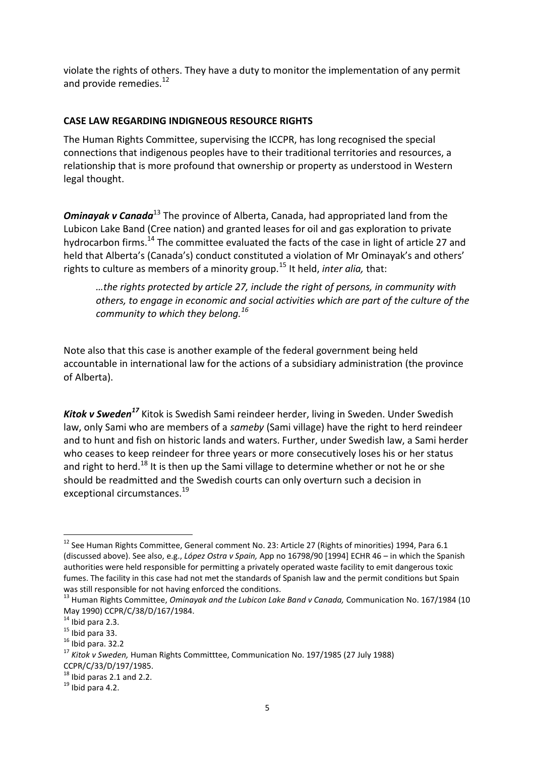violate the rights of others. They have a duty to monitor the implementation of any permit and provide remedies.[12]

**CASE LAW REGARDING INDIGNEOUS RESOURCE RIGHTS**

The Human Rights Committee, supervising the ICCPR, has long recognised the special connections that indigenous peoples have to their traditional territories and resources, a relationship that is more profound that ownership or property as understood in Western legal thought.

***Ominayak v Canada***[13] The province of Alberta, Canada, had appropriated land from the Lubicon Lake Band (Cree nation) and granted leases for oil and gas exploration to private hydrocarbon firms.[14] The committee evaluated the facts of the case in light of article 27 and held that Alberta's (Canada's) conduct constituted a violation of Mr Ominayak's and others' rights to culture as members of a minority group.[15] It held, *inter alia,* that:

> *…the rights protected by article 27, include the right of persons, in community with others, to engage in economic and social activities which are part of the culture of the community to which they belong.*[16]

Note also that this case is another example of the federal government being held accountable in international law for the actions of a subsidiary administration (the province of Alberta).

***Kitok v Sweden***[17] Kitok is Swedish Sami reindeer herder, living in Sweden. Under Swedish law, only Sami who are members of a *sameby* (Sami village) have the right to herd reindeer and to hunt and fish on historic lands and waters. Further, under Swedish law, a Sami herder who ceases to keep reindeer for three years or more consecutively loses his or her status and right to herd.[18] It is then up the Sami village to determine whether or not he or she should be readmitted and the Swedish courts can only overturn such a decision in exceptional circumstances.[19]

---

[12] See Human Rights Committee, General comment No. 23: Article 27 (Rights of minorities) 1994, Para 6.1 (discussed above). See also, e.g., *López Ostra v Spain,* App no 16798/90 [1994] ECHR 46 – in which the Spanish authorities were held responsible for permitting a privately operated waste facility to emit dangerous toxic fumes. The facility in this case had not met the standards of Spanish law and the permit conditions but Spain was still responsible for not having enforced the conditions.

[13] Human Rights Committee, *Ominayak and the Lubicon Lake Band v Canada,* Communication No. 167/1984 (10 May 1990) CCPR/C/38/D/167/1984.

[14] Ibid para 2.3.

[15] Ibid para 33.

[16] Ibid para. 32.2

[17] *Kitok v Sweden,* Human Rights Committtee, Communication No. 197/1985 (27 July 1988) CCPR/C/33/D/197/1985.

[18] Ibid paras 2.1 and 2.2.

[19] Ibid para 4.2.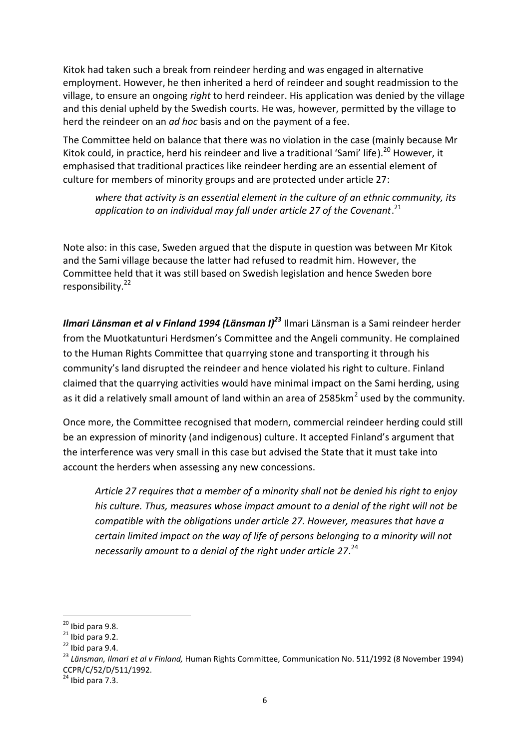Kitok had taken such a break from reindeer herding and was engaged in alternative employment. However, he then inherited a herd of reindeer and sought readmission to the village, to ensure an ongoing *right* to herd reindeer. His application was denied by the village and this denial upheld by the Swedish courts. He was, however, permitted by the village to herd the reindeer on an *ad hoc* basis and on the payment of a fee.

The Committee held on balance that there was no violation in the case (mainly because Mr Kitok could, in practice, herd his reindeer and live a traditional 'Sami' life).[20] However, it emphasised that traditional practices like reindeer herding are an essential element of culture for members of minority groups and are protected under article 27:

> *where that activity is an essential element in the culture of an ethnic community, its application to an individual may fall under article 27 of the Covenant*.[21]

Note also: in this case, Sweden argued that the dispute in question was between Mr Kitok and the Sami village because the latter had refused to readmit him. However, the Committee held that it was still based on Swedish legislation and hence Sweden bore responsibility.[22]

***Ilmari Länsman et al v Finland 1994 (Länsman I)***[23] Ilmari Länsman is a Sami reindeer herder from the Muotkatunturi Herdsmen's Committee and the Angeli community. He complained to the Human Rights Committee that quarrying stone and transporting it through his community's land disrupted the reindeer and hence violated his right to culture. Finland claimed that the quarrying activities would have minimal impact on the Sami herding, using as it did a relatively small amount of land within an area of 2585km$^2$ used by the community.

Once more, the Committee recognised that modern, commercial reindeer herding could still be an expression of minority (and indigenous) culture. It accepted Finland's argument that the interference was very small in this case but advised the State that it must take into account the herders when assessing any new concessions.

> *Article 27 requires that a member of a minority shall not be denied his right to enjoy his culture. Thus, measures whose impact amount to a denial of the right will not be compatible with the obligations under article 27. However, measures that have a certain limited impact on the way of life of persons belonging to a minority will not necessarily amount to a denial of the right under article 27*.[24]

---

[20] Ibid para 9.8.

[21] Ibid para 9.2.

[22] Ibid para 9.4.

[23] *Länsman, Ilmari et al v Finland,* Human Rights Committee, Communication No. 511/1992 (8 November 1994) CCPR/C/52/D/511/1992.

[24] Ibid para 7.3.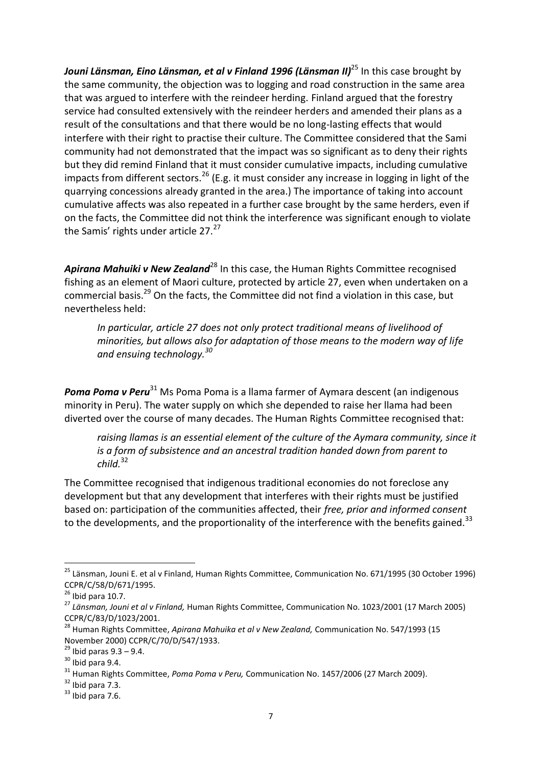***Jouni Länsman, Eino Länsman, et al v Finland 1996 (Länsman II)***[25] In this case brought by the same community, the objection was to logging and road construction in the same area that was argued to interfere with the reindeer herding. Finland argued that the forestry service had consulted extensively with the reindeer herders and amended their plans as a result of the consultations and that there would be no long-lasting effects that would interfere with their right to practise their culture. The Committee considered that the Sami community had not demonstrated that the impact was so significant as to deny their rights but they did remind Finland that it must consider cumulative impacts, including cumulative impacts from different sectors.[26] (E.g. it must consider any increase in logging in light of the quarrying concessions already granted in the area.) The importance of taking into account cumulative affects was also repeated in a further case brought by the same herders, even if on the facts, the Committee did not think the interference was significant enough to violate the Samis' rights under article 27.[27]

***Apirana Mahuiki v New Zealand***[28] In this case, the Human Rights Committee recognised fishing as an element of Maori culture, protected by article 27, even when undertaken on a commercial basis.[29] On the facts, the Committee did not find a violation in this case, but nevertheless held:

> *In particular, article 27 does not only protect traditional means of livelihood of minorities, but allows also for adaptation of those means to the modern way of life and ensuing technology.*[30]

***Poma Poma v Peru***[31] Ms Poma Poma is a llama farmer of Aymara descent (an indigenous minority in Peru). The water supply on which she depended to raise her llama had been diverted over the course of many decades. The Human Rights Committee recognised that:

> *raising llamas is an essential element of the culture of the Aymara community, since it is a form of subsistence and an ancestral tradition handed down from parent to child.*[32]

The Committee recognised that indigenous traditional economies do not foreclose any development but that any development that interferes with their rights must be justified based on: participation of the communities affected, their *free, prior and informed consent* to the developments, and the proportionality of the interference with the benefits gained.[33]

---

[25] Länsman, Jouni E. et al v Finland, Human Rights Committee, Communication No. 671/1995 (30 October 1996) CCPR/C/58/D/671/1995.

[26] Ibid para 10.7.

[27] *Länsman, Jouni et al v Finland,* Human Rights Committee, Communication No. 1023/2001 (17 March 2005) CCPR/C/83/D/1023/2001.

[28] Human Rights Committee, *Apirana Mahuika et al v New Zealand,* Communication No. 547/1993 (15 November 2000) CCPR/C/70/D/547/1933.

[29] Ibid paras 9.3 – 9.4.

[30] Ibid para 9.4.

[31] Human Rights Committee, *Poma Poma v Peru,* Communication No. 1457/2006 (27 March 2009).

[32] Ibid para 7.3.

[33] Ibid para 7.6.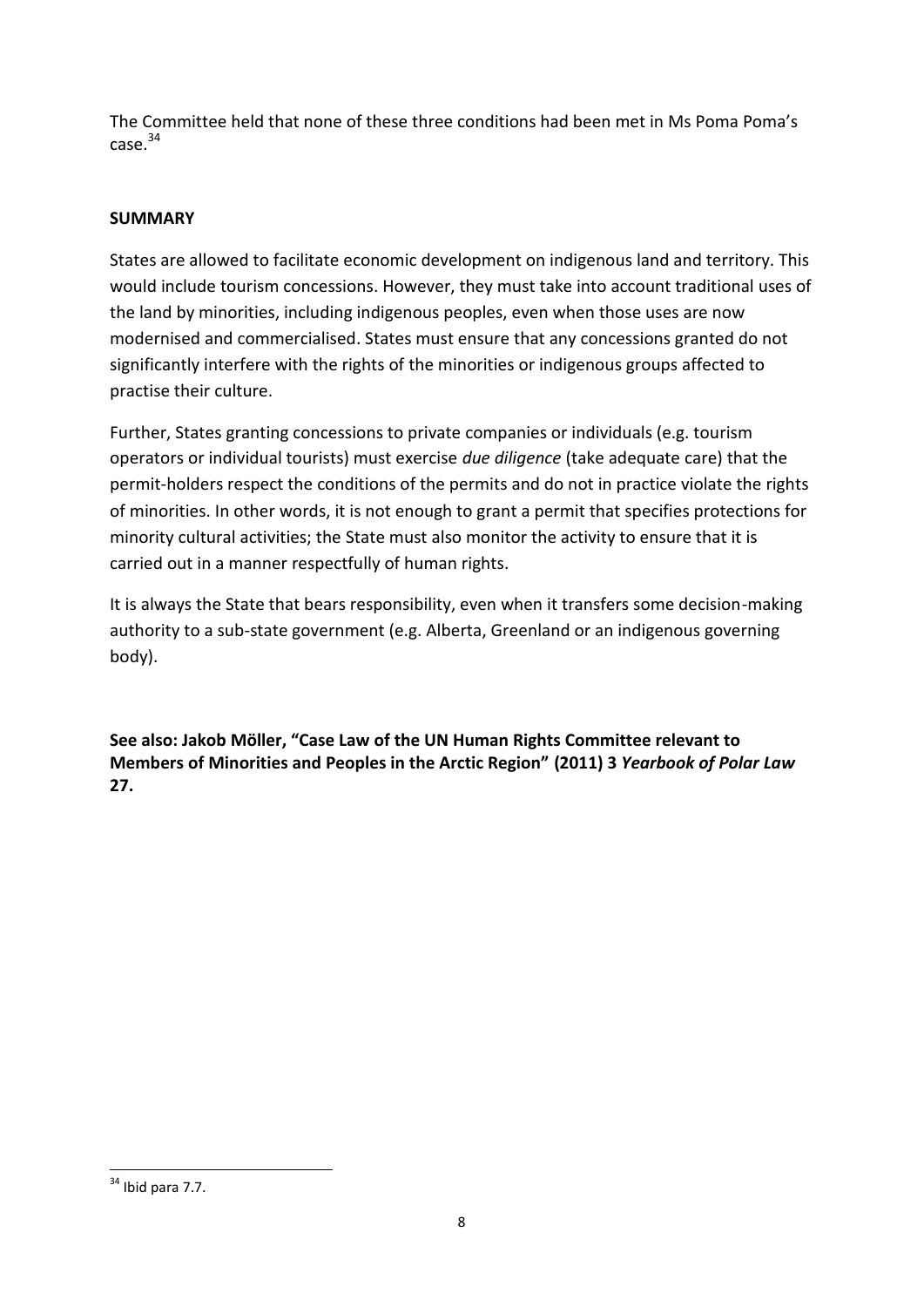The Committee held that none of these three conditions had been met in Ms Poma Poma's case.[34]

**SUMMARY**

States are allowed to facilitate economic development on indigenous land and territory. This would include tourism concessions. However, they must take into account traditional uses of the land by minorities, including indigenous peoples, even when those uses are now modernised and commercialised. States must ensure that any concessions granted do not significantly interfere with the rights of the minorities or indigenous groups affected to practise their culture.

Further, States granting concessions to private companies or individuals (e.g. tourism operators or individual tourists) must exercise *due diligence* (take adequate care) that the permit-holders respect the conditions of the permits and do not in practice violate the rights of minorities. In other words, it is not enough to grant a permit that specifies protections for minority cultural activities; the State must also monitor the activity to ensure that it is carried out in a manner respectfully of human rights.

It is always the State that bears responsibility, even when it transfers some decision-making authority to a sub-state government (e.g. Alberta, Greenland or an indigenous governing body).

**See also: Jakob Möller, "Case Law of the UN Human Rights Committee relevant to Members of Minorities and Peoples in the Arctic Region" (2011) 3 *Yearbook of Polar Law* 27.**

---

[34] Ibid para 7.7.